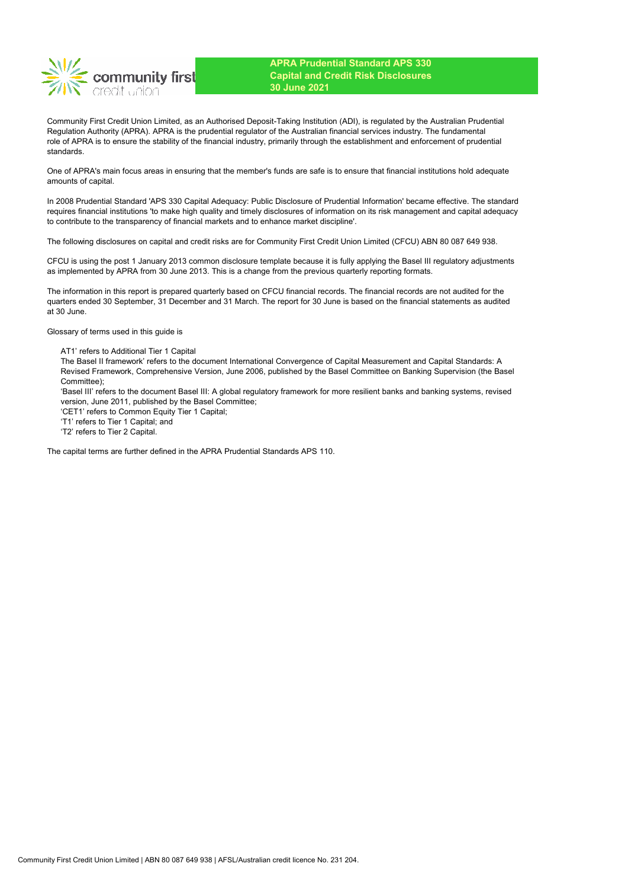# APRA Prudential Standard APS 330
## Capital and Credit Risk Disclosures
## 30 June 2021

Community First Credit Union Limited, as an Authorised Deposit-Taking Institution (ADI), is regulated by the Australian Prudential Regulation Authority (APRA). APRA is the prudential regulator of the Australian financial services industry. The fundamental role of APRA is to ensure the stability of the financial industry, primarily through the establishment and enforcement of prudential standards.

One of APRA's main focus areas in ensuring that the member's funds are safe is to ensure that financial institutions hold adequate amounts of capital.

In 2008 Prudential Standard 'APS 330 Capital Adequacy: Public Disclosure of Prudential Information' became effective. The standard requires financial institutions 'to make high quality and timely disclosures of information on its risk management and capital adequacy to contribute to the transparency of financial markets and to enhance market discipline'.

The following disclosures on capital and credit risks are for Community First Credit Union Limited (CFCU) ABN 80 087 649 938.

CFCU is using the post 1 January 2013 common disclosure template because it is fully applying the Basel III regulatory adjustments as implemented by APRA from 30 June 2013. This is a change from the previous quarterly reporting formats.

The information in this report is prepared quarterly based on CFCU financial records. The financial records are not audited for the quarters ended 30 September, 31 December and 31 March. The report for 30 June is based on the financial statements as audited at 30 June.

Glossary of terms used in this guide is

AT1' refers to Additional Tier 1 Capital
The Basel II framework' refers to the document International Convergence of Capital Measurement and Capital Standards: A Revised Framework, Comprehensive Version, June 2006, published by the Basel Committee on Banking Supervision (the Basel Committee);
'Basel III' refers to the document Basel III: A global regulatory framework for more resilient banks and banking systems, revised version, June 2011, published by the Basel Committee;
'CET1' refers to Common Equity Tier 1 Capital;
'T1' refers to Tier 1 Capital; and
'T2' refers to Tier 2 Capital.

The capital terms are further defined in the APRA Prudential Standards APS 110.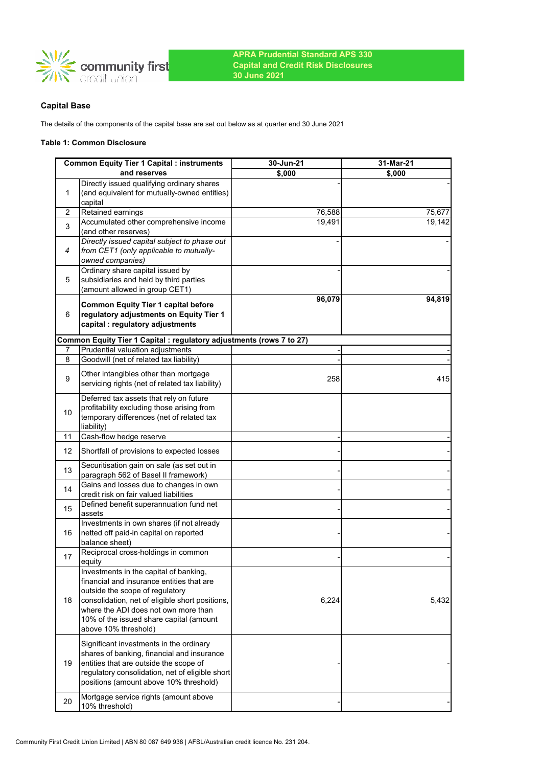APRA Prudential Standard APS 330
Capital and Credit Risk Disclosures
30 June 2021

## Capital Base

The details of the components of the capital base are set out below as at quarter end 30 June 2021

### Table 1: Common Disclosure

| | Common Equity Tier 1 Capital : instruments and reserves | 30-Jun-21 | 31-Mar-21 |
|---|---|---|---|
| | | $,000 | $,000 |
| 1 | Directly issued qualifying ordinary shares (and equivalent for mutually-owned entities) capital | - | - |
| 2 | Retained earnings | 76,588 | 75,677 |
| 3 | Accumulated other comprehensive income (and other reserves) | 19,491 | 19,142 |
| *4* | *Directly issued capital subject to phase out from CET1 (only applicable to mutually-owned companies)* | - | - |
| 5 | Ordinary share capital issued by subsidiaries and held by third parties (amount allowed in group CET1) | - | - |
| 6 | **Common Equity Tier 1 capital before regulatory adjustments on Equity Tier 1 capital : regulatory adjustments** | **96,079** | **94,819** |
| | **Common Equity Tier 1 Capital : regulatory adjustments (rows 7 to 27)** | | |
| 7 | Prudential valuation adjustments | - | - |
| 8 | Goodwill (net of related tax liability) | - | - |
| 9 | Other intangibles other than mortgage servicing rights (net of related tax liability) | 258 | 415 |
| 10 | Deferred tax assets that rely on future profitability excluding those arising from temporary differences (net of related tax liability) | | |
| 11 | Cash-flow hedge reserve | - | - |
| 12 | Shortfall of provisions to expected losses | - | - |
| 13 | Securitisation gain on sale (as set out in paragraph 562 of Basel II framework) | - | - |
| 14 | Gains and losses due to changes in own credit risk on fair valued liabilities | - | - |
| 15 | Defined benefit superannuation fund net assets | - | - |
| 16 | Investments in own shares (if not already netted off paid-in capital on reported balance sheet) | - | - |
| 17 | Reciprocal cross-holdings in common equity | - | - |
| 18 | Investments in the capital of banking, financial and insurance entities that are outside the scope of regulatory consolidation, net of eligible short positions, where the ADI does not own more than 10% of the issued share capital (amount above 10% threshold) | 6,224 | 5,432 |
| 19 | Significant investments in the ordinary shares of banking, financial and insurance entities that are outside the scope of regulatory consolidation, net of eligible short positions (amount above 10% threshold) | - | - |
| 20 | Mortgage service rights (amount above 10% threshold) | - | - |

Community First Credit Union Limited | ABN 80 087 649 938 | AFSL/Australian credit licence No. 231 204.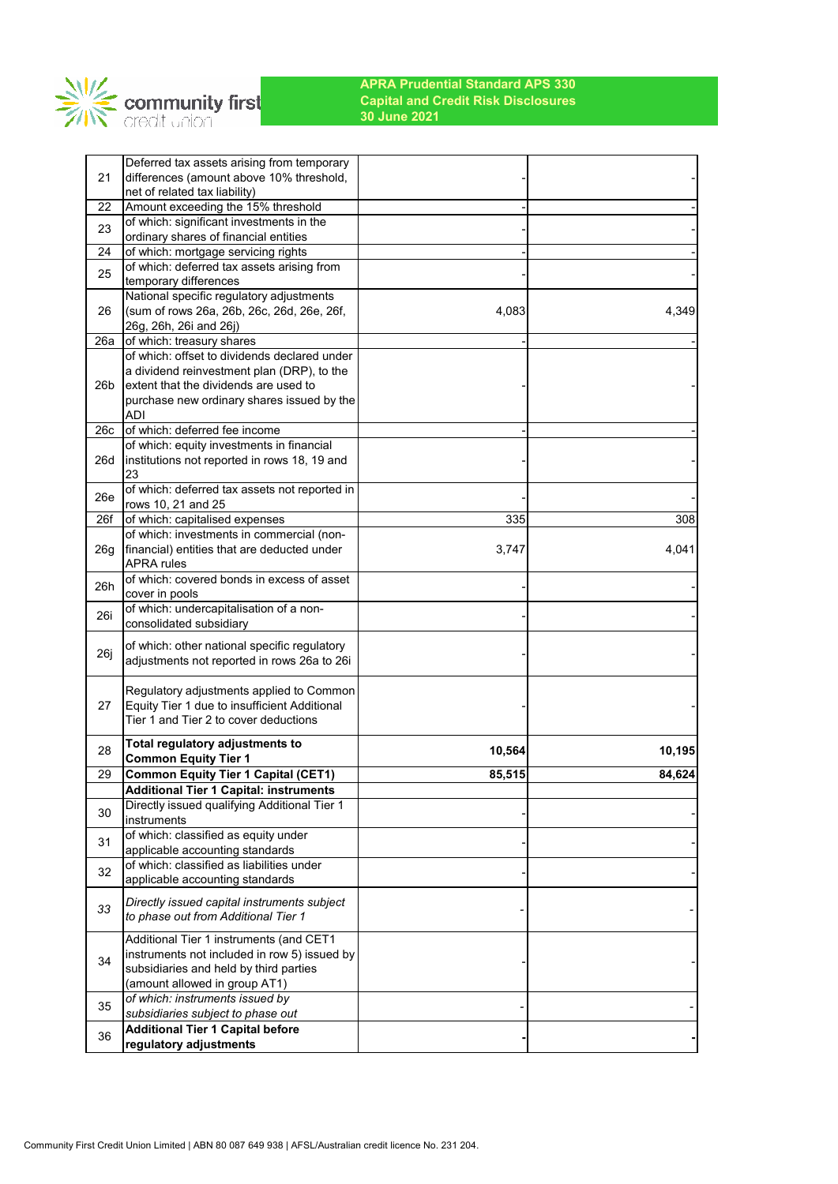| | | | |
|---|---|---|---|
| 21 | Deferred tax assets arising from temporary differences (amount above 10% threshold, net of related tax liability) | - | - |
| 22 | Amount exceeding the 15% threshold | - | - |
| 23 | of which: significant investments in the ordinary shares of financial entities | - | - |
| 24 | of which: mortgage servicing rights | - | - |
| 25 | of which: deferred tax assets arising from temporary differences | - | - |
| 26 | National specific regulatory adjustments (sum of rows 26a, 26b, 26c, 26d, 26e, 26f, 26g, 26h, 26i and 26j) | 4,083 | 4,349 |
| 26a | of which: treasury shares | - | - |
| 26b | of which: offset to dividends declared under a dividend reinvestment plan (DRP), to the extent that the dividends are used to purchase new ordinary shares issued by the ADI | - | - |
| 26c | of which: deferred fee income | - | - |
| 26d | of which: equity investments in financial institutions not reported in rows 18, 19 and 23 | - | - |
| 26e | of which: deferred tax assets not reported in rows 10, 21 and 25 | - | - |
| 26f | of which: capitalised expenses | 335 | 308 |
| 26g | of which: investments in commercial (non-financial) entities that are deducted under APRA rules | 3,747 | 4,041 |
| 26h | of which: covered bonds in excess of asset cover in pools | - | - |
| 26i | of which: undercapitalisation of a non-consolidated subsidiary | - | - |
| 26j | of which: other national specific regulatory adjustments not reported in rows 26a to 26i | - | - |
| 27 | Regulatory adjustments applied to Common Equity Tier 1 due to insufficient Additional Tier 1 and Tier 2 to cover deductions | - | - |
| 28 | **Total regulatory adjustments to Common Equity Tier 1** | **10,564** | **10,195** |
| 29 | **Common Equity Tier 1 Capital (CET1)** | **85,515** | **84,624** |
| | **Additional Tier 1 Capital: instruments** | | |
| 30 | Directly issued qualifying Additional Tier 1 instruments | - | - |
| 31 | of which: classified as equity under applicable accounting standards | - | - |
| 32 | of which: classified as liabilities under applicable accounting standards | - | - |
| *33* | *Directly issued capital instruments subject to phase out from Additional Tier 1* | - | - |
| 34 | Additional Tier 1 instruments (and CET1 instruments not included in row 5) issued by subsidiaries and held by third parties (amount allowed in group AT1) | - | - |
| *35* | *of which: instruments issued by subsidiaries subject to phase out* | - | - |
| 36 | **Additional Tier 1 Capital before regulatory adjustments** | **-** | **-** |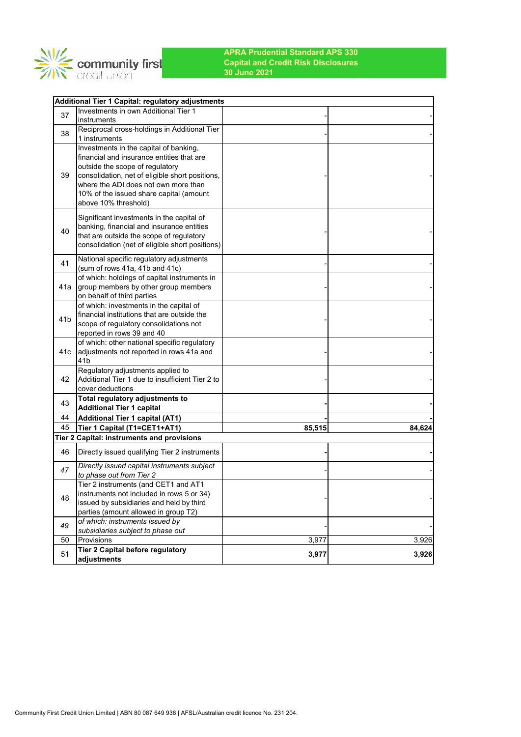**APRA Prudential Standard APS 330**
**Capital and Credit Risk Disclosures**
**30 June 2021**

| | | | |
|---|---|---|---|
| **Additional Tier 1 Capital: regulatory adjustments** | | | |
| 37 | Investments in own Additional Tier 1 instruments | - | - |
| 38 | Reciprocal cross-holdings in Additional Tier 1 instruments | - | - |
| 39 | Investments in the capital of banking, financial and insurance entities that are outside the scope of regulatory consolidation, net of eligible short positions, where the ADI does not own more than 10% of the issued share capital (amount above 10% threshold) | - | - |
| 40 | Significant investments in the capital of banking, financial and insurance entities that are outside the scope of regulatory consolidation (net of eligible short positions) | - | - |
| 41 | National specific regulatory adjustments (sum of rows 41a, 41b and 41c) | - | - |
| 41a | of which: holdings of capital instruments in group members by other group members on behalf of third parties | - | - |
| 41b | of which: investments in the capital of financial institutions that are outside the scope of regulatory consolidations not reported in rows 39 and 40 | - | - |
| 41c | of which: other national specific regulatory adjustments not reported in rows 41a and 41b | - | - |
| 42 | Regulatory adjustments applied to Additional Tier 1 due to insufficient Tier 2 to cover deductions | - | - |
| 43 | **Total regulatory adjustments to Additional Tier 1 capital** | **-** | **-** |
| 44 | **Additional Tier 1 capital (AT1)** | **-** | **-** |
| 45 | **Tier 1 Capital (T1=CET1+AT1)** | **85,515** | **84,624** |
| **Tier 2 Capital: instruments and provisions** | | | |
| 46 | Directly issued qualifying Tier 2 instruments | **-** | **-** |
| *47* | *Directly issued capital instruments subject to phase out from Tier 2* | - | - |
| 48 | Tier 2 instruments (and CET1 and AT1 instruments not included in rows 5 or 34) issued by subsidiaries and held by third parties (amount allowed in group T2) | - | - |
| *49* | *of which: instruments issued by subsidiaries subject to phase out* | - | - |
| 50 | Provisions | 3,977 | 3,926 |
| 51 | **Tier 2 Capital before regulatory adjustments** | **3,977** | **3,926** |

Community First Credit Union Limited | ABN 80 087 649 938 | AFSL/Australian credit licence No. 231 204.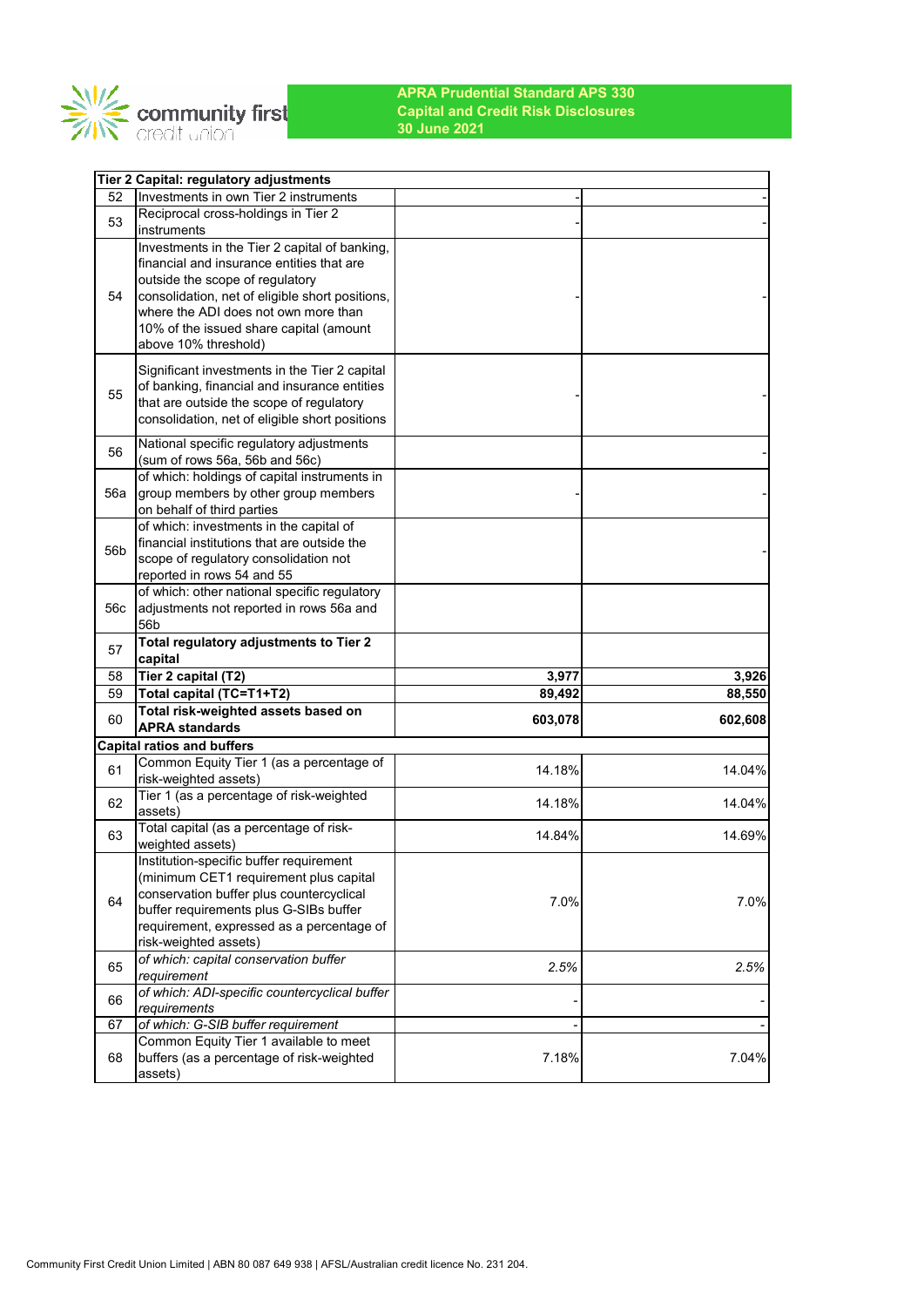# APRA Prudential Standard APS 330
## Capital and Credit Risk Disclosures
## 30 June 2021

| | Tier 2 Capital: regulatory adjustments | | |
|---|---|---|---|
| 52 | Investments in own Tier 2 instruments | - | - |
| 53 | Reciprocal cross-holdings in Tier 2 instruments | - | - |
| 54 | Investments in the Tier 2 capital of banking, financial and insurance entities that are outside the scope of regulatory consolidation, net of eligible short positions, where the ADI does not own more than 10% of the issued share capital (amount above 10% threshold) | - | - |
| 55 | Significant investments in the Tier 2 capital of banking, financial and insurance entities that are outside the scope of regulatory consolidation, net of eligible short positions | - | - |
| 56 | National specific regulatory adjustments (sum of rows 56a, 56b and 56c) | | - |
| 56a | of which: holdings of capital instruments in group members by other group members on behalf of third parties | - | - |
| 56b | of which: investments in the capital of financial institutions that are outside the scope of regulatory consolidation not reported in rows 54 and 55 | | - |
| 56c | of which: other national specific regulatory adjustments not reported in rows 56a and 56b | | |
| 57 | **Total regulatory adjustments to Tier 2 capital** | | |
| 58 | **Tier 2 capital (T2)** | **3,977** | **3,926** |
| 59 | **Total capital (TC=T1+T2)** | **89,492** | **88,550** |
| 60 | **Total risk-weighted assets based on APRA standards** | **603,078** | **602,608** |
| | **Capital ratios and buffers** | | |
| 61 | Common Equity Tier 1 (as a percentage of risk-weighted assets) | 14.18% | 14.04% |
| 62 | Tier 1 (as a percentage of risk-weighted assets) | 14.18% | 14.04% |
| 63 | Total capital (as a percentage of risk-weighted assets) | 14.84% | 14.69% |
| 64 | Institution-specific buffer requirement (minimum CET1 requirement plus capital conservation buffer plus countercyclical buffer requirements plus G-SIBs buffer requirement, expressed as a percentage of risk-weighted assets) | 7.0% | 7.0% |
| 65 | *of which: capital conservation buffer requirement* | *2.5%* | *2.5%* |
| 66 | *of which: ADI-specific countercyclical buffer requirements* | - | - |
| 67 | *of which: G-SIB buffer requirement* | - | - |
| 68 | Common Equity Tier 1 available to meet buffers (as a percentage of risk-weighted assets) | 7.18% | 7.04% |

Community First Credit Union Limited | ABN 80 087 649 938 | AFSL/Australian credit licence No. 231 204.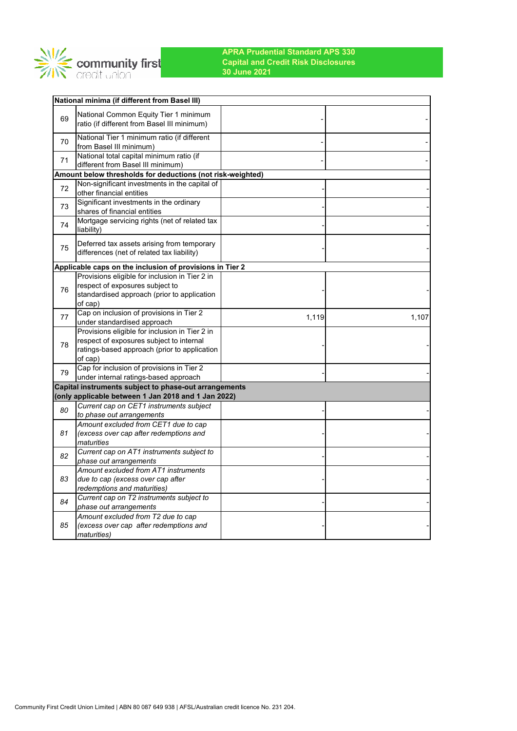# APRA Prudential Standard APS 330
# Capital and Credit Risk Disclosures
# 30 June 2021

| | | | |
|---|---|---|---|
| **National minima (if different from Basel III)** | | | |
| 69 | National Common Equity Tier 1 minimum ratio (if different from Basel III minimum) | - | - |
| 70 | National Tier 1 minimum ratio (if different from Basel III minimum) | - | - |
| 71 | National total capital minimum ratio (if different from Basel III minimum) | - | - |
| **Amount below thresholds for deductions (not risk-weighted)** | | | |
| 72 | Non-significant investments in the capital of other financial entities | - | - |
| 73 | Significant investments in the ordinary shares of financial entities | - | - |
| 74 | Mortgage servicing rights (net of related tax liability) | - | - |
| 75 | Deferred tax assets arising from temporary differences (net of related tax liability) | - | - |
| **Applicable caps on the inclusion of provisions in Tier 2** | | | |
| 76 | Provisions eligible for inclusion in Tier 2 in respect of exposures subject to standardised approach (prior to application of cap) | - | - |
| 77 | Cap on inclusion of provisions in Tier 2 under standardised approach | 1,119 | 1,107 |
| 78 | Provisions eligible for inclusion in Tier 2 in respect of exposures subject to internal ratings-based approach (prior to application of cap) | - | - |
| 79 | Cap for inclusion of provisions in Tier 2 under internal ratings-based approach | - | - |
| **Capital instruments subject to phase-out arrangements (only applicable between 1 Jan 2018 and 1 Jan 2022)** | | | |
| *80* | *Current cap on CET1 instruments subject to phase out arrangements* | - | - |
| *81* | *Amount excluded from CET1 due to cap (excess over cap after redemptions and maturities* | - | - |
| *82* | *Current cap on AT1 instruments subject to phase out arrangements* | - | - |
| *83* | *Amount excluded from AT1 instruments due to cap (excess over cap after redemptions and maturities)* | - | - |
| *84* | *Current cap on T2 instruments subject to phase out arrangements* | - | - |
| *85* | *Amount excluded from T2 due to cap (excess over cap after redemptions and maturities)* | - | - |

Community First Credit Union Limited | ABN 80 087 649 938 | AFSL/Australian credit licence No. 231 204.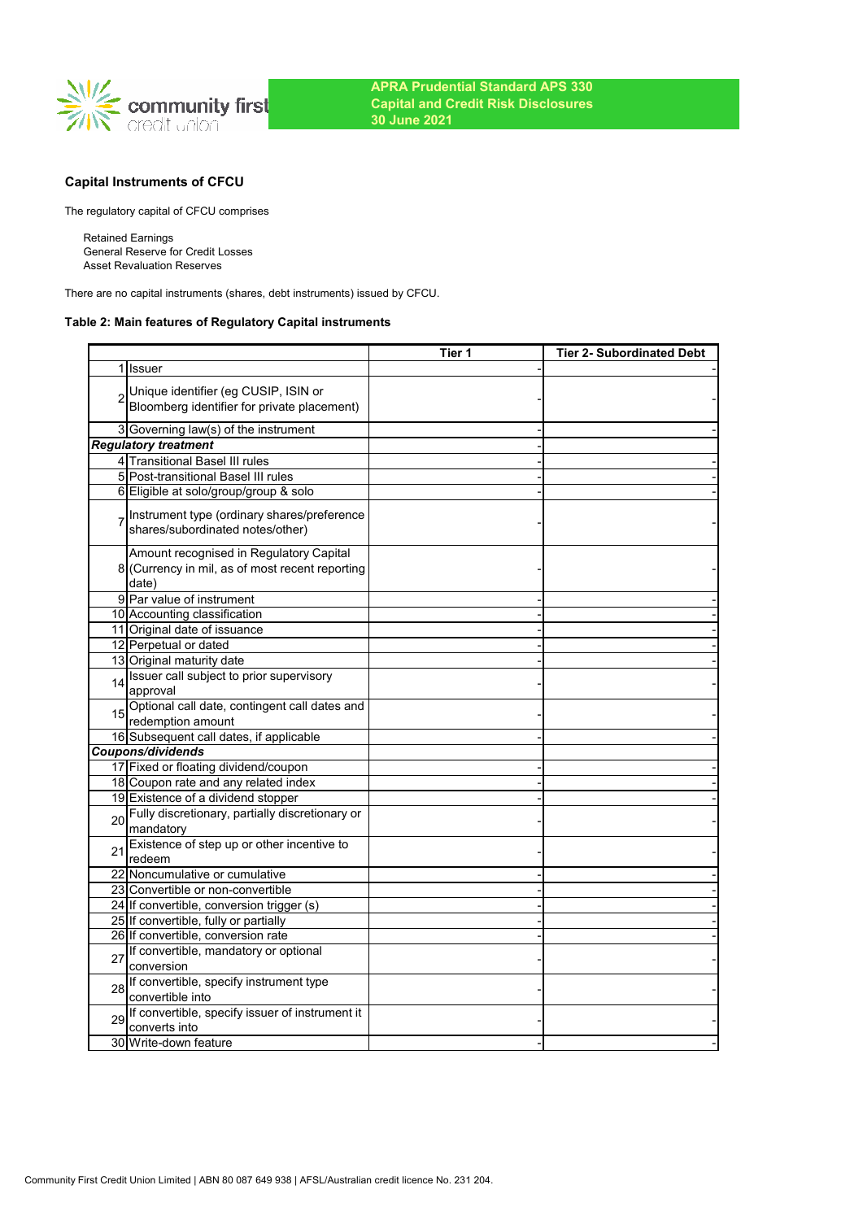**APRA Prudential Standard APS 330**
**Capital and Credit Risk Disclosures**
**30 June 2021**

### Capital Instruments of CFCU

The regulatory capital of CFCU comprises

- Retained Earnings
- General Reserve for Credit Losses
- Asset Revaluation Reserves

There are no capital instruments (shares, debt instruments) issued by CFCU.

#### Table 2: Main features of Regulatory Capital instruments

| | | Tier 1 | Tier 2- Subordinated Debt |
|---|---|---|---|
| 1 | Issuer | - | - |
| 2 | Unique identifier (eg CUSIP, ISIN or Bloomberg identifier for private placement) | - | - |
| 3 | Governing law(s) of the instrument | - | - |
| ***Regulatory treatment*** | | - | |
| 4 | Transitional Basel III rules | - | - |
| 5 | Post-transitional Basel III rules | - | - |
| 6 | Eligible at solo/group/group & solo | - | - |
| 7 | Instrument type (ordinary shares/preference shares/subordinated notes/other) | - | - |
| 8 | Amount recognised in Regulatory Capital (Currency in mil, as of most recent reporting date) | - | - |
| 9 | Par value of instrument | - | - |
| 10 | Accounting classification | - | - |
| 11 | Original date of issuance | - | - |
| 12 | Perpetual or dated | - | - |
| 13 | Original maturity date | - | - |
| 14 | Issuer call subject to prior supervisory approval | - | - |
| 15 | Optional call date, contingent call dates and redemption amount | - | - |
| 16 | Subsequent call dates, if applicable | - | - |
| ***Coupons/dividends*** | | | |
| 17 | Fixed or floating dividend/coupon | - | - |
| 18 | Coupon rate and any related index | - | - |
| 19 | Existence of a dividend stopper | - | - |
| 20 | Fully discretionary, partially discretionary or mandatory | - | - |
| 21 | Existence of step up or other incentive to redeem | - | - |
| 22 | Noncumulative or cumulative | - | - |
| 23 | Convertible or non-convertible | - | - |
| 24 | If convertible, conversion trigger (s) | - | - |
| 25 | If convertible, fully or partially | - | - |
| 26 | If convertible, conversion rate | - | - |
| 27 | If convertible, mandatory or optional conversion | - | - |
| 28 | If convertible, specify instrument type convertible into | - | - |
| 29 | If convertible, specify issuer of instrument it converts into | - | - |
| 30 | Write-down feature | - | - |

Community First Credit Union Limited | ABN 80 087 649 938 | AFSL/Australian credit licence No. 231 204.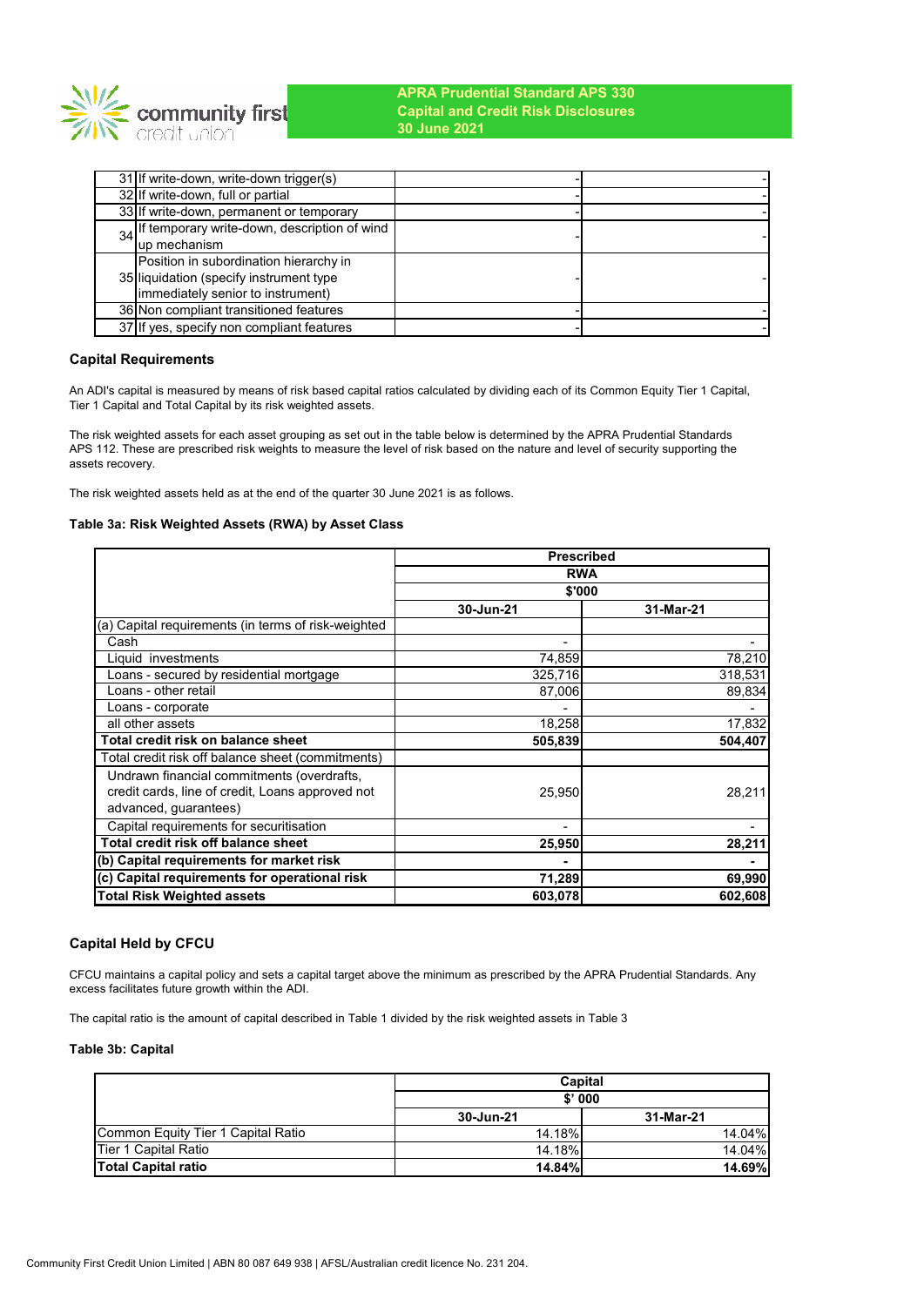| | | |
|---|---|---|
| 31 | If write-down, write-down trigger(s) | - | - |
| 32 | If write-down, full or partial | - | - |
| 33 | If write-down, permanent or temporary | - | - |
| 34 | If temporary write-down, description of wind up mechanism | - | - |
| 35 | Position in subordination hierarchy in liquidation (specify instrument type immediately senior to instrument) | - | - |
| 36 | Non compliant transitioned features | - | - |
| 37 | If yes, specify non compliant features | - | - |

## Capital Requirements

An ADI's capital is measured by means of risk based capital ratios calculated by dividing each of its Common Equity Tier 1 Capital, Tier 1 Capital and Total Capital by its risk weighted assets.

The risk weighted assets for each asset grouping as set out in the table below is determined by the APRA Prudential Standards APS 112. These are prescribed risk weights to measure the level of risk based on the nature and level of security supporting the assets recovery.

The risk weighted assets held as at the end of the quarter 30 June 2021 is as follows.

### Table 3a: Risk Weighted Assets (RWA) by Asset Class

| | Prescribed | |
|---|---|---|
| | RWA | |
| | $'000 | |
| | 30-Jun-21 | 31-Mar-21 |
| (a) Capital requirements (in terms of risk-weighted | | |
| Cash | - | - |
| Liquid investments | 74,859 | 78,210 |
| Loans - secured by residential mortgage | 325,716 | 318,531 |
| Loans - other retail | 87,006 | 89,834 |
| Loans - corporate | - | - |
| all other assets | 18,258 | 17,832 |
| **Total credit risk on balance sheet** | **505,839** | **504,407** |
| Total credit risk off balance sheet (commitments) | | |
| Undrawn financial commitments (overdrafts, credit cards, line of credit, Loans approved not advanced, guarantees) | 25,950 | 28,211 |
| Capital requirements for securitisation | - | - |
| **Total credit risk off balance sheet** | **25,950** | **28,211** |
| **(b) Capital requirements for market risk** | **-** | **-** |
| **(c) Capital requirements for operational risk** | **71,289** | **69,990** |
| **Total Risk Weighted assets** | **603,078** | **602,608** |

## Capital Held by CFCU

CFCU maintains a capital policy and sets a capital target above the minimum as prescribed by the APRA Prudential Standards. Any excess facilitates future growth within the ADI.

The capital ratio is the amount of capital described in Table 1 divided by the risk weighted assets in Table 3

### Table 3b: Capital

| | Capital | |
|---|---|---|
| | $' 000 | |
| | 30-Jun-21 | 31-Mar-21 |
| Common Equity Tier 1 Capital Ratio | 14.18% | 14.04% |
| Tier 1 Capital Ratio | 14.18% | 14.04% |
| **Total Capital ratio** | **14.84%** | **14.69%** |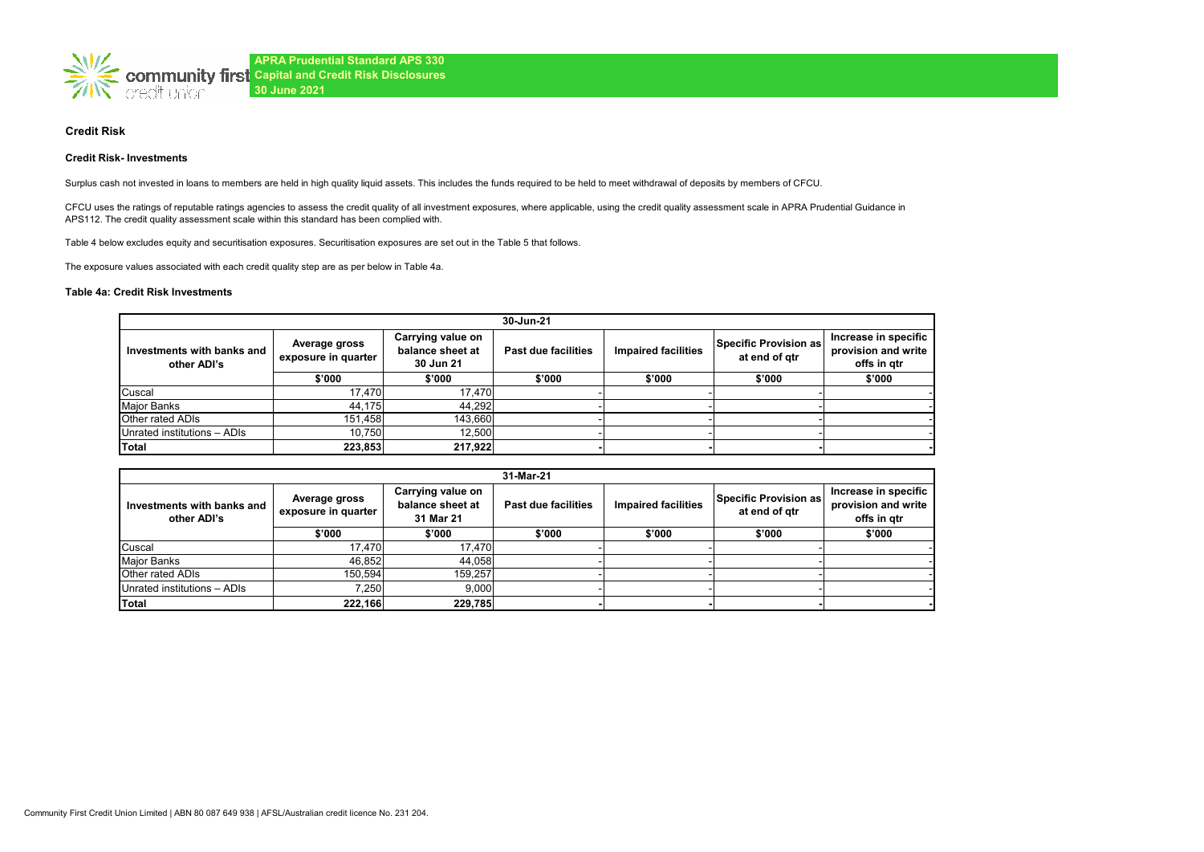APRA Prudential Standard APS 330
Capital and Credit Risk Disclosures
30 June 2021

## Credit Risk

### Credit Risk- Investments

Surplus cash not invested in loans to members are held in high quality liquid assets. This includes the funds required to be held to meet withdrawal of deposits by members of CFCU.

CFCU uses the ratings of reputable ratings agencies to assess the credit quality of all investment exposures, where applicable, using the credit quality assessment scale in APRA Prudential Guidance in APS112. The credit quality assessment scale within this standard has been complied with.

Table 4 below excludes equity and securitisation exposures. Securitisation exposures are set out in the Table 5 that follows.

The exposure values associated with each credit quality step are as per below in Table 4a.

#### Table 4a: Credit Risk Investments

| 30-Jun-21 | | | | | | |
|---|---|---|---|---|---|---|
| **Investments with banks and other ADI's** | **Average gross exposure in quarter** | **Carrying value on balance sheet at 30 Jun 21** | **Past due facilities** | **Impaired facilities** | **Specific Provision as at end of qtr** | **Increase in specific provision and write offs in qtr** |
| | **$'000** | **$'000** | **$'000** | **$'000** | **$'000** | **$'000** |
| Cuscal | 17,470 | 17,470 | - | - | - | - |
| Major Banks | 44,175 | 44,292 | - | - | - | - |
| Other rated ADIs | 151,458 | 143,660 | - | - | - | - |
| Unrated institutions – ADIs | 10,750 | 12,500 | - | - | - | - |
| **Total** | **223,853** | **217,922** | **-** | **-** | **-** | **-** |

| 31-Mar-21 | | | | | | |
|---|---|---|---|---|---|---|
| **Investments with banks and other ADI's** | **Average gross exposure in quarter** | **Carrying value on balance sheet at 31 Mar 21** | **Past due facilities** | **Impaired facilities** | **Specific Provision as at end of qtr** | **Increase in specific provision and write offs in qtr** |
| | **$'000** | **$'000** | **$'000** | **$'000** | **$'000** | **$'000** |
| Cuscal | 17,470 | 17,470 | - | - | - | - |
| Major Banks | 46,852 | 44,058 | - | - | - | - |
| Other rated ADIs | 150,594 | 159,257 | - | - | - | - |
| Unrated institutions – ADIs | 7,250 | 9,000 | - | - | - | - |
| **Total** | **222,166** | **229,785** | **-** | **-** | **-** | **-** |

Community First Credit Union Limited | ABN 80 087 649 938 | AFSL/Australian credit licence No. 231 204.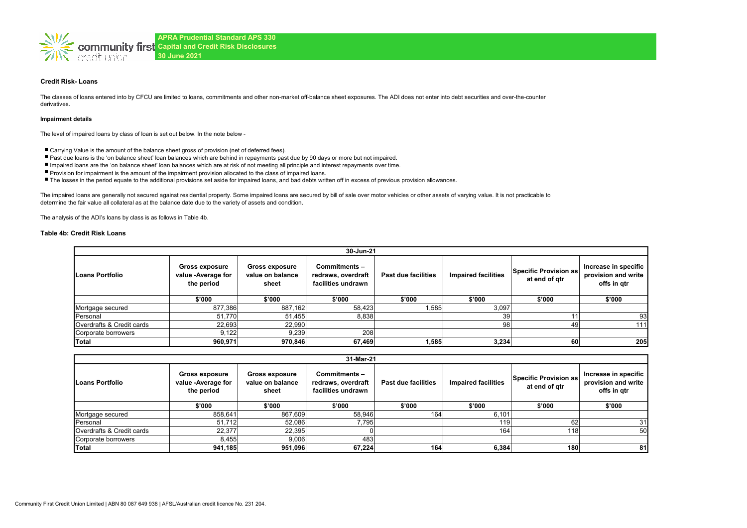**APRA Prudential Standard APS 330**
**Capital and Credit Risk Disclosures**
**30 June 2021**

### Credit Risk- Loans

The classes of loans entered into by CFCU are limited to loans, commitments and other non-market off-balance sheet exposures. The ADI does not enter into debt securities and over-the-counter derivatives.

#### Impairment details

The level of impaired loans by class of loan is set out below. In the note below -

- Carrying Value is the amount of the balance sheet gross of provision (net of deferred fees).
- Past due loans is the 'on balance sheet' loan balances which are behind in repayments past due by 90 days or more but not impaired.
- Impaired loans are the 'on balance sheet' loan balances which are at risk of not meeting all principle and interest repayments over time.
- Provision for impairment is the amount of the impairment provision allocated to the class of impaired loans.
- The losses in the period equate to the additional provisions set aside for impaired loans, and bad debts written off in excess of previous provision allowances.

The impaired loans are generally not secured against residential property. Some impaired loans are secured by bill of sale over motor vehicles or other assets of varying value. It is not practicable to determine the fair value all collateral as at the balance date due to the variety of assets and condition.

The analysis of the ADI's loans by class is as follows in Table 4b.

#### Table 4b: Credit Risk Loans

| 30-Jun-21 | | | | | | | |
|---|---|---|---|---|---|---|---|
| **Loans Portfolio** | **Gross exposure value -Average for the period** | **Gross exposure value on balance sheet** | **Commitments – redraws, overdraft facilities undrawn** | **Past due facilities** | **Impaired facilities** | **Specific Provision as at end of qtr** | **Increase in specific provision and write offs in qtr** |
| | **$'000** | **$'000** | **$'000** | **$'000** | **$'000** | **$'000** | **$'000** |
| Mortgage secured | 877,386 | 887,162 | 58,423 | 1,585 | 3,097 | | |
| Personal | 51,770 | 51,455 | 8,838 | | 39 | 11 | 93 |
| Overdrafts & Credit cards | 22,693 | 22,990 | | | 98 | 49 | 111 |
| Corporate borrowers | 9,122 | 9,239 | 208 | | | | |
| **Total** | **960,971** | **970,846** | **67,469** | **1,585** | **3,234** | **60** | **205** |

| 31-Mar-21 | | | | | | | |
|---|---|---|---|---|---|---|---|
| **Loans Portfolio** | **Gross exposure value -Average for the period** | **Gross exposure value on balance sheet** | **Commitments – redraws, overdraft facilities undrawn** | **Past due facilities** | **Impaired facilities** | **Specific Provision as at end of qtr** | **Increase in specific provision and write offs in qtr** |
| | **$'000** | **$'000** | **$'000** | **$'000** | **$'000** | **$'000** | **$'000** |
| Mortgage secured | 858,641 | 867,609 | 58,946 | 164 | 6,101 | | |
| Personal | 51,712 | 52,086 | 7,795 | | 119 | 62 | 31 |
| Overdrafts & Credit cards | 22,377 | 22,395 | 0 | | 164 | 118 | 50 |
| Corporate borrowers | 8,455 | 9,006 | 483 | | | | |
| **Total** | **941,185** | **951,096** | **67,224** | **164** | **6,384** | **180** | **81** |

Community First Credit Union Limited | ABN 80 087 649 938 | AFSL/Australian credit licence No. 231 204.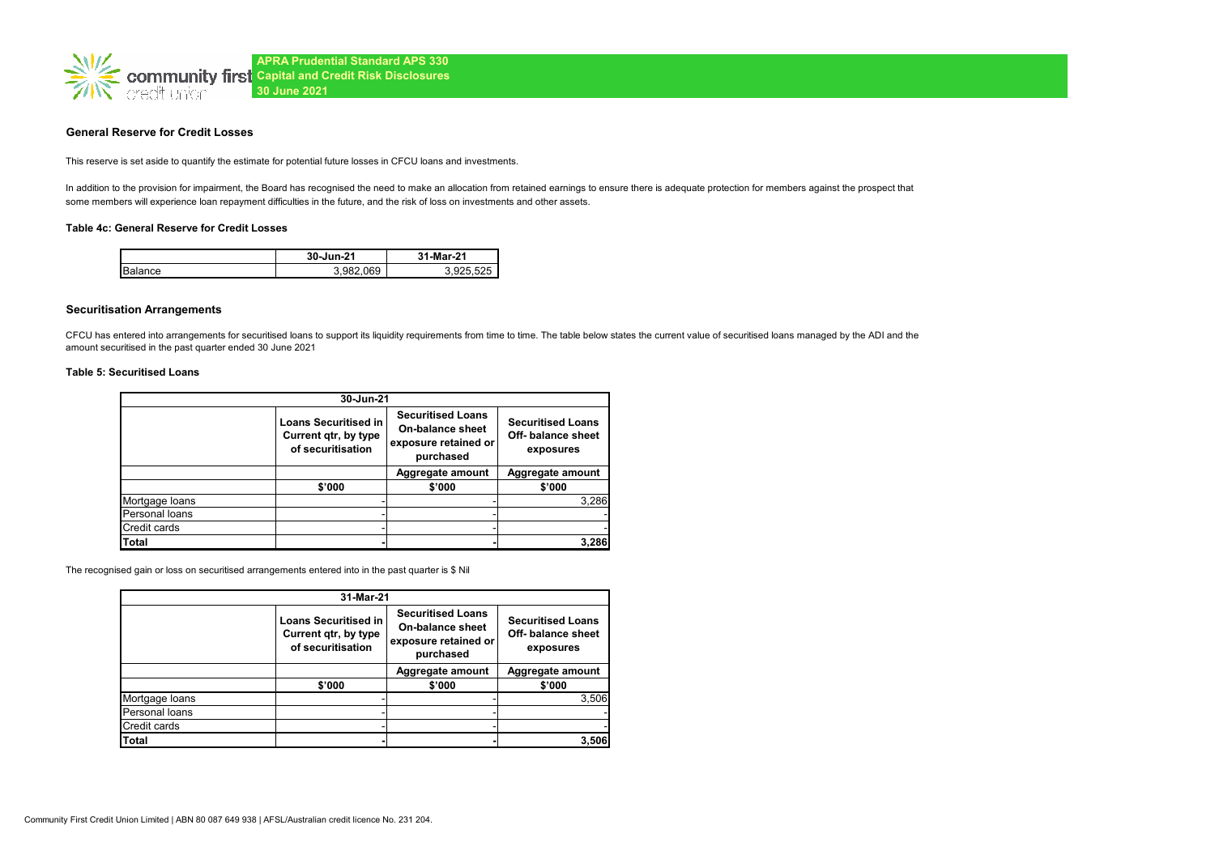## General Reserve for Credit Losses

This reserve is set aside to quantify the estimate for potential future losses in CFCU loans and investments.

In addition to the provision for impairment, the Board has recognised the need to make an allocation from retained earnings to ensure there is adequate protection for members against the prospect that some members will experience loan repayment difficulties in the future, and the risk of loss on investments and other assets.

### Table 4c: General Reserve for Credit Losses

| | 30-Jun-21 | 31-Mar-21 |
|---|---|---|
| Balance | 3,982,069 | 3,925,525 |

## Securitisation Arrangements

CFCU has entered into arrangements for securitised loans to support its liquidity requirements from time to time. The table below states the current value of securitised loans managed by the ADI and the amount securitised in the past quarter ended 30 June 2021

### Table 5: Securitised Loans

| 30-Jun-21 | | | |
|---|---|---|---|
| | Loans Securitised in Current qtr, by type of securitisation | Securitised Loans On-balance sheet exposure retained or purchased | Securitised Loans Off- balance sheet exposures |
| | | Aggregate amount | Aggregate amount |
| | $'000 | $'000 | $'000 |
| Mortgage loans | - | - | 3,286 |
| Personal loans | - | - | - |
| Credit cards | - | - | - |
| **Total** | **-** | **-** | **3,286** |

The recognised gain or loss on securitised arrangements entered into in the past quarter is $ Nil

| 31-Mar-21 | | | |
|---|---|---|---|
| | Loans Securitised in Current qtr, by type of securitisation | Securitised Loans On-balance sheet exposure retained or purchased | Securitised Loans Off- balance sheet exposures |
| | | Aggregate amount | Aggregate amount |
| | $'000 | $'000 | $'000 |
| Mortgage loans | - | - | 3,506 |
| Personal loans | - | - | - |
| Credit cards | - | - | - |
| **Total** | **-** | **-** | **3,506** |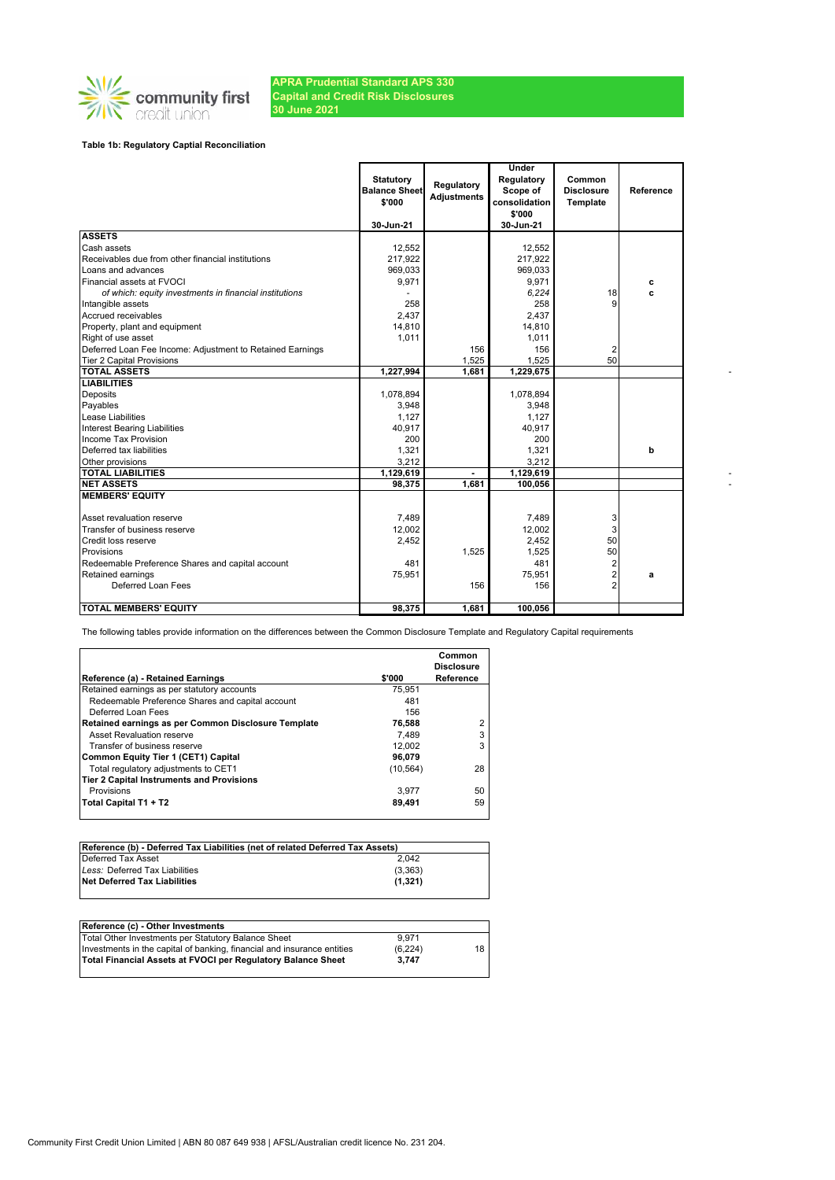community first credit union

**APRA Prudential Standard APS 330**
**Capital and Credit Risk Disclosures**
**30 June 2021**

**Table 1b: Regulatory Captial Reconciliation**

| | Statutory Balance Sheet $'000 30-Jun-21 | Regulatory Adjustments | Under Regulatory Scope of consolidation $'000 30-Jun-21 | Common Disclosure Template | Reference |
|---|---|---|---|---|---|
| **ASSETS** | | | | | |
| Cash assets | 12,552 | | 12,552 | | |
| Receivables due from other financial institutions | 217,922 | | 217,922 | | |
| Loans and advances | 969,033 | | 969,033 | | |
| Financial assets at FVOCI | 9,971 | | 9,971 | | c |
| *of which: equity investments in financial institutions* | - | | *6,224* | 18 | c |
| Intangible assets | 258 | | 258 | 9 | |
| Accrued receivables | 2,437 | | 2,437 | | |
| Property, plant and equipment | 14,810 | | 14,810 | | |
| Right of use asset | 1,011 | | 1,011 | | |
| Deferred Loan Fee Income: Adjustment to Retained Earnings | | 156 | 156 | 2 | |
| Tier 2 Capital Provisions | | 1,525 | 1,525 | 50 | |
| **TOTAL ASSETS** | **1,227,994** | **1,681** | **1,229,675** | | |
| **LIABILITIES** | | | | | |
| Deposits | 1,078,894 | | 1,078,894 | | |
| Payables | 3,948 | | 3,948 | | |
| Lease Liabilities | 1,127 | | 1,127 | | |
| Interest Bearing Liabilities | 40,917 | | 40,917 | | |
| Income Tax Provision | 200 | | 200 | | |
| Deferred tax liabilities | 1,321 | | 1,321 | | b |
| Other provisions | 3,212 | | 3,212 | | |
| **TOTAL LIABILITIES** | **1,129,619** | **-** | **1,129,619** | | |
| **NET ASSETS** | **98,375** | **1,681** | **100,056** | | |
| **MEMBERS' EQUITY** | | | | | |
| Asset revaluation reserve | 7,489 | | 7,489 | 3 | |
| Transfer of business reserve | 12,002 | | 12,002 | 3 | |
| Credit loss reserve | 2,452 | | 2,452 | 50 | |
| Provisions | | 1,525 | 1,525 | 50 | |
| Redeemable Preference Shares and capital account | 481 | | 481 | 2 | |
| Retained earnings | 75,951 | | 75,951 | 2 | a |
| Deferred Loan Fees | | 156 | 156 | 2 | |
| **TOTAL MEMBERS' EQUITY** | **98,375** | **1,681** | **100,056** | | |

The following tables provide information on the differences between the Common Disclosure Template and Regulatory Capital requirements

| **Reference (a) - Retained Earnings** | **$'000** | **Common Disclosure Reference** |
|---|---|---|
| Retained earnings as per statutory accounts | 75,951 | |
| Redeemable Preference Shares and capital account | 481 | |
| Deferred Loan Fees | 156 | |
| **Retained earnings as per Common Disclosure Template** | **76,588** | 2 |
| Asset Revaluation reserve | 7,489 | 3 |
| Transfer of business reserve | 12,002 | 3 |
| **Common Equity Tier 1 (CET1) Capital** | **96,079** | |
| Total regulatory adjustments to CET1 | (10,564) | 28 |
| **Tier 2 Capital Instruments and Provisions** | | |
| Provisions | 3,977 | 50 |
| **Total Capital T1 + T2** | **89,491** | 59 |

| **Reference (b) - Deferred Tax Liabilities (net of related Deferred Tax Assets)** | |
|---|---|
| Deferred Tax Asset | 2,042 |
| *Less:* Deferred Tax Liabilities | (3,363) |
| **Net Deferred Tax Liabilities** | **(1,321)** |

| **Reference (c) - Other Investments** | | |
|---|---|---|
| Total Other Investments per Statutory Balance Sheet | 9,971 | |
| Investments in the capital of banking, financial and insurance entities | (6,224) | 18 |
| **Total Financial Assets at FVOCI per Regulatory Balance Sheet** | **3,747** | |

Community First Credit Union Limited | ABN 80 087 649 938 | AFSL/Australian credit licence No. 231 204.